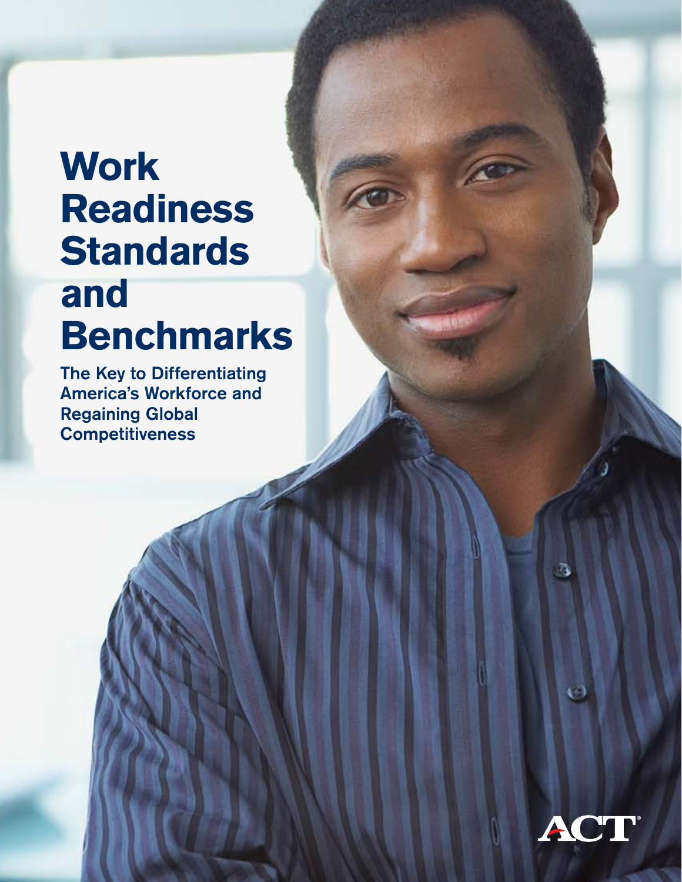# Work Readiness Standards and Benchmarks

## The Key to Differentiating America's Workforce and Regaining Global Competitiveness

ACT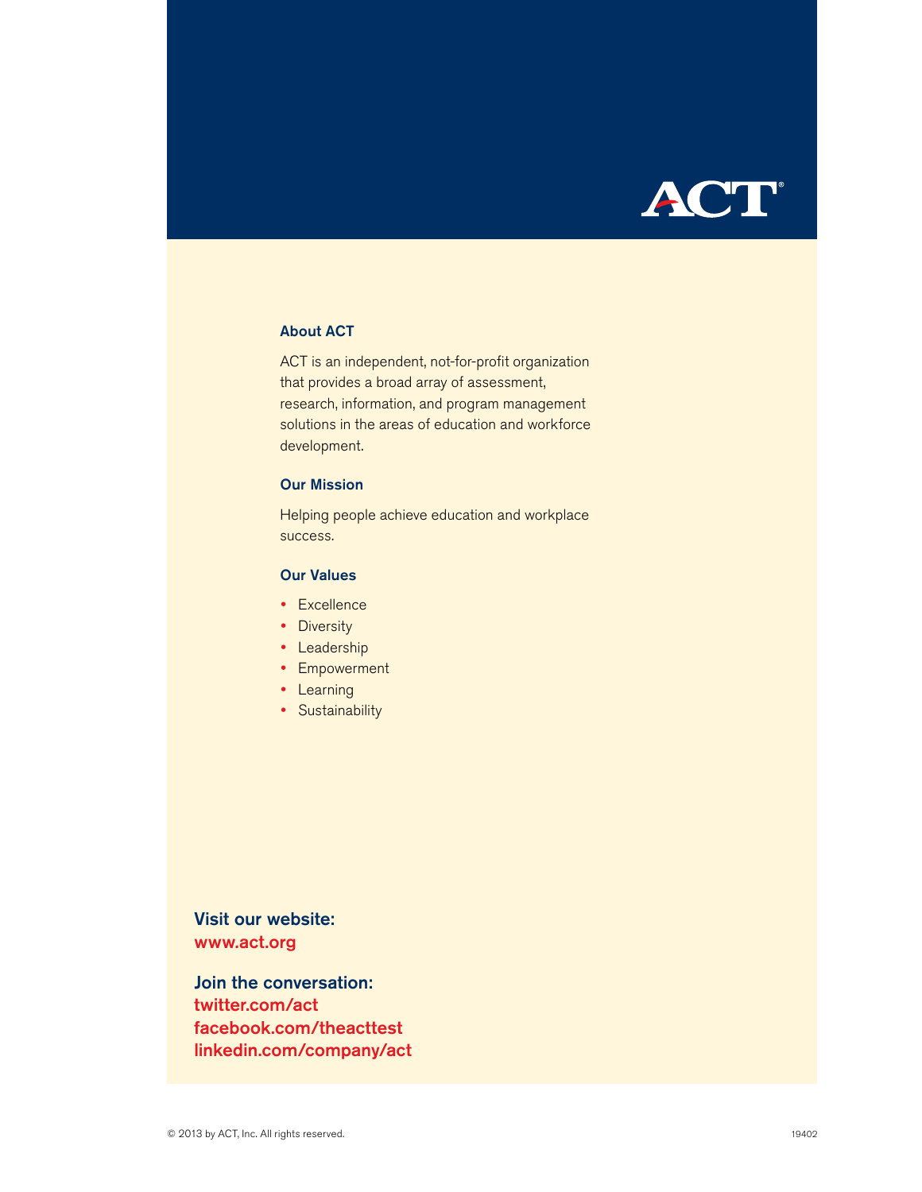ACT

## About ACT

ACT is an independent, not-for-profit organization that provides a broad array of assessment, research, information, and program management solutions in the areas of education and workforce development.

## Our Mission

Helping people achieve education and workplace success.

## Our Values

- Excellence
- Diversity
- Leadership
- Empowerment
- Learning
- Sustainability

**Visit our website:**
**www.act.org**

**Join the conversation:**
**twitter.com/act**
**facebook.com/theacttest**
**linkedin.com/company/act**

© 2013 by ACT, Inc. All rights reserved.

19402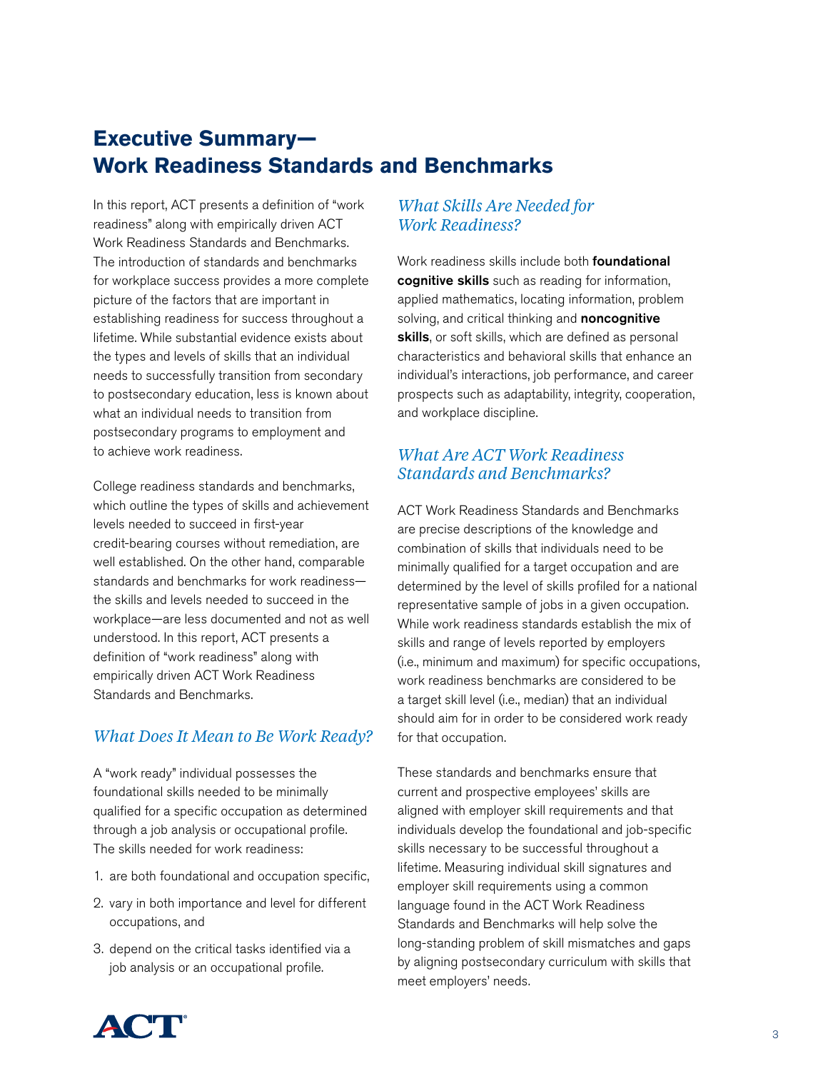# Executive Summary— Work Readiness Standards and Benchmarks

In this report, ACT presents a definition of "work readiness" along with empirically driven ACT Work Readiness Standards and Benchmarks. The introduction of standards and benchmarks for workplace success provides a more complete picture of the factors that are important in establishing readiness for success throughout a lifetime. While substantial evidence exists about the types and levels of skills that an individual needs to successfully transition from secondary to postsecondary education, less is known about what an individual needs to transition from postsecondary programs to employment and to achieve work readiness.

College readiness standards and benchmarks, which outline the types of skills and achievement levels needed to succeed in first-year credit-bearing courses without remediation, are well established. On the other hand, comparable standards and benchmarks for work readiness—the skills and levels needed to succeed in the workplace—are less documented and not as well understood. In this report, ACT presents a definition of "work readiness" along with empirically driven ACT Work Readiness Standards and Benchmarks.

## *What Does It Mean to Be Work Ready?*

A "work ready" individual possesses the foundational skills needed to be minimally qualified for a specific occupation as determined through a job analysis or occupational profile. The skills needed for work readiness:

1. are both foundational and occupation specific,
2. vary in both importance and level for different occupations, and
3. depend on the critical tasks identified via a job analysis or an occupational profile.

## *What Skills Are Needed for Work Readiness?*

Work readiness skills include both **foundational cognitive skills** such as reading for information, applied mathematics, locating information, problem solving, and critical thinking and **noncognitive skills**, or soft skills, which are defined as personal characteristics and behavioral skills that enhance an individual's interactions, job performance, and career prospects such as adaptability, integrity, cooperation, and workplace discipline.

## *What Are ACT Work Readiness Standards and Benchmarks?*

ACT Work Readiness Standards and Benchmarks are precise descriptions of the knowledge and combination of skills that individuals need to be minimally qualified for a target occupation and are determined by the level of skills profiled for a national representative sample of jobs in a given occupation. While work readiness standards establish the mix of skills and range of levels reported by employers (i.e., minimum and maximum) for specific occupations, work readiness benchmarks are considered to be a target skill level (i.e., median) that an individual should aim for in order to be considered work ready for that occupation.

These standards and benchmarks ensure that current and prospective employees' skills are aligned with employer skill requirements and that individuals develop the foundational and job-specific skills necessary to be successful throughout a lifetime. Measuring individual skill signatures and employer skill requirements using a common language found in the ACT Work Readiness Standards and Benchmarks will help solve the long-standing problem of skill mismatches and gaps by aligning postsecondary curriculum with skills that meet employers' needs.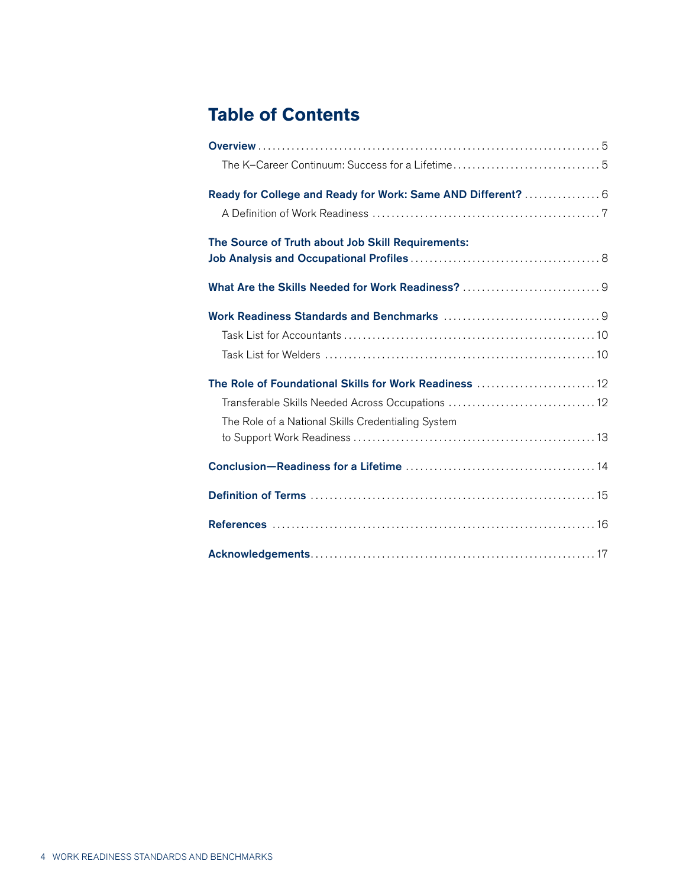# Table of Contents

**Overview** ..... 5

- The K–Career Continuum: Success for a Lifetime ..... 5

**Ready for College and Ready for Work: Same AND Different?** ..... 6

- A Definition of Work Readiness ..... 7

**The Source of Truth about Job Skill Requirements: Job Analysis and Occupational Profiles** ..... 8

**What Are the Skills Needed for Work Readiness?** ..... 9

**Work Readiness Standards and Benchmarks** ..... 9

- Task List for Accountants ..... 10
- Task List for Welders ..... 10

**The Role of Foundational Skills for Work Readiness** ..... 12

- Transferable Skills Needed Across Occupations ..... 12
- The Role of a National Skills Credentialing System to Support Work Readiness ..... 13

**Conclusion—Readiness for a Lifetime** ..... 14

**Definition of Terms** ..... 15

**References** ..... 16

**Acknowledgements** ..... 17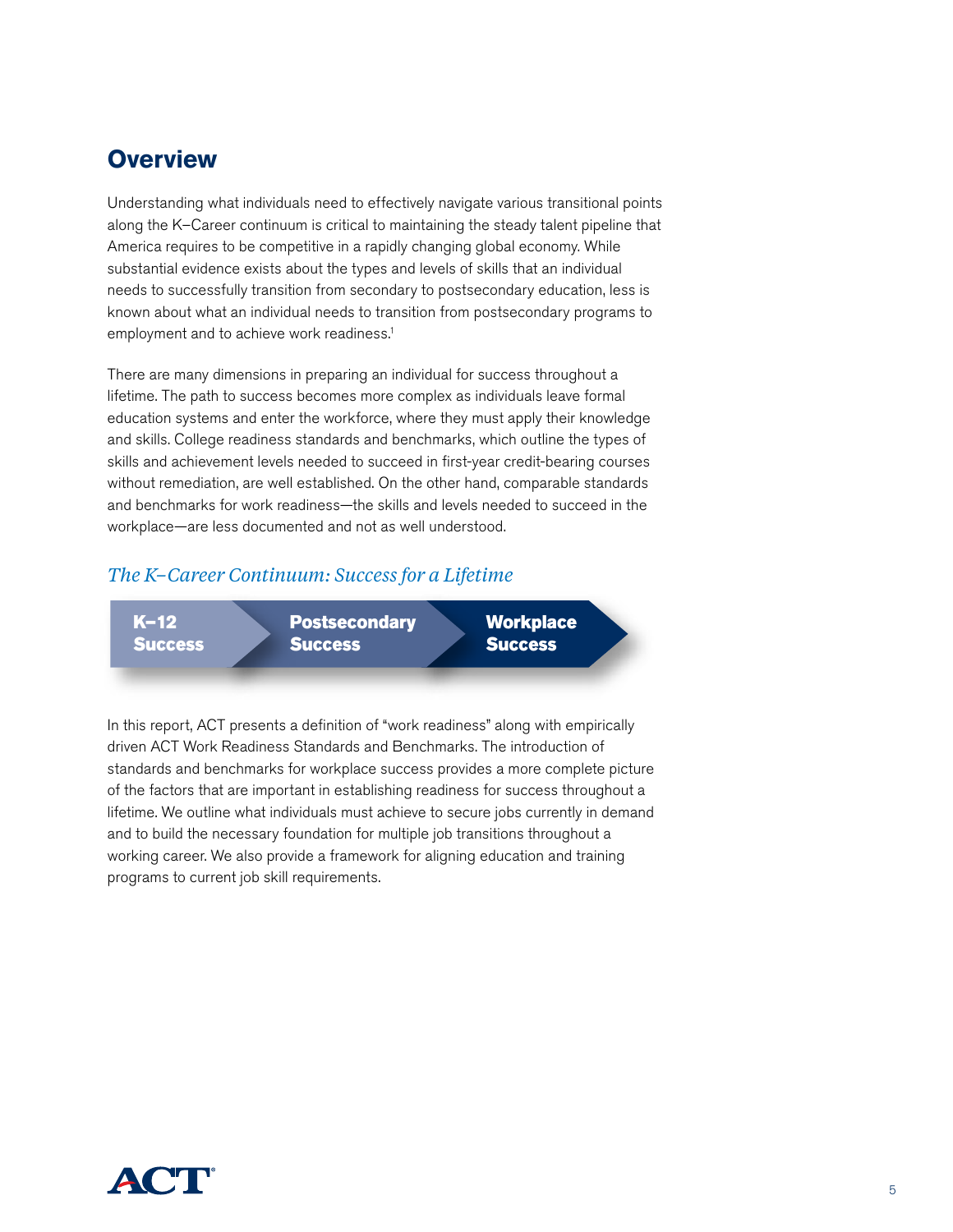## Overview

Understanding what individuals need to effectively navigate various transitional points along the K–Career continuum is critical to maintaining the steady talent pipeline that America requires to be competitive in a rapidly changing global economy. While substantial evidence exists about the types and levels of skills that an individual needs to successfully transition from secondary to postsecondary education, less is known about what an individual needs to transition from postsecondary programs to employment and to achieve work readiness.[1]

There are many dimensions in preparing an individual for success throughout a lifetime. The path to success becomes more complex as individuals leave formal education systems and enter the workforce, where they must apply their knowledge and skills. College readiness standards and benchmarks, which outline the types of skills and achievement levels needed to succeed in first-year credit-bearing courses without remediation, are well established. On the other hand, comparable standards and benchmarks for work readiness—the skills and levels needed to succeed in the workplace—are less documented and not as well understood.

### *The K–Career Continuum: Success for a Lifetime*

**K–12 Success** → **Postsecondary Success** → **Workplace Success**

In this report, ACT presents a definition of "work readiness" along with empirically driven ACT Work Readiness Standards and Benchmarks. The introduction of standards and benchmarks for workplace success provides a more complete picture of the factors that are important in establishing readiness for success throughout a lifetime. We outline what individuals must achieve to secure jobs currently in demand and to build the necessary foundation for multiple job transitions throughout a working career. We also provide a framework for aligning education and training programs to current job skill requirements.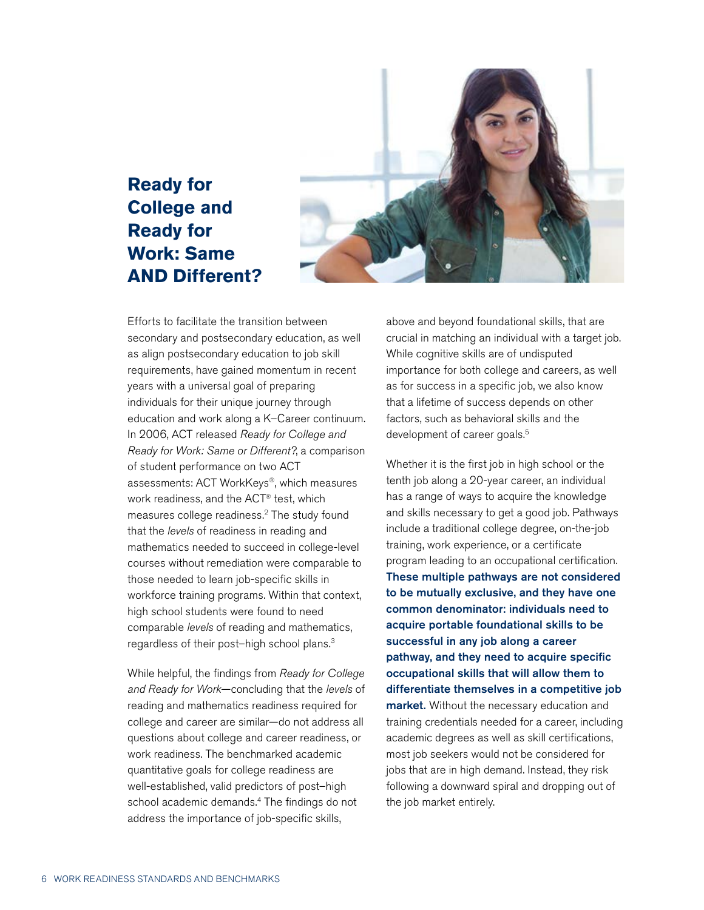# Ready for College and Ready for Work: Same AND Different?

Efforts to facilitate the transition between secondary and postsecondary education, as well as align postsecondary education to job skill requirements, have gained momentum in recent years with a universal goal of preparing individuals for their unique journey through education and work along a K–Career continuum. In 2006, ACT released *Ready for College and Ready for Work: Same or Different?*, a comparison of student performance on two ACT assessments: ACT WorkKeys®, which measures work readiness, and the ACT® test, which measures college readiness.[2] The study found that the *levels* of readiness in reading and mathematics needed to succeed in college-level courses without remediation were comparable to those needed to learn job-specific skills in workforce training programs. Within that context, high school students were found to need comparable *levels* of reading and mathematics, regardless of their post–high school plans.[3]

While helpful, the findings from *Ready for College and Ready for Work*—concluding that the *levels* of reading and mathematics readiness required for college and career are similar—do not address all questions about college and career readiness, or work readiness. The benchmarked academic quantitative goals for college readiness are well-established, valid predictors of post–high school academic demands.[4] The findings do not address the importance of job-specific skills, above and beyond foundational skills, that are crucial in matching an individual with a target job. While cognitive skills are of undisputed importance for both college and careers, as well as for success in a specific job, we also know that a lifetime of success depends on other factors, such as behavioral skills and the development of career goals.[5]

Whether it is the first job in high school or the tenth job along a 20-year career, an individual has a range of ways to acquire the knowledge and skills necessary to get a good job. Pathways include a traditional college degree, on-the-job training, work experience, or a certificate program leading to an occupational certification. **These multiple pathways are not considered to be mutually exclusive, and they have one common denominator: individuals need to acquire portable foundational skills to be successful in any job along a career pathway, and they need to acquire specific occupational skills that will allow them to differentiate themselves in a competitive job market.** Without the necessary education and training credentials needed for a career, including academic degrees as well as skill certifications, most job seekers would not be considered for jobs that are in high demand. Instead, they risk following a downward spiral and dropping out of the job market entirely.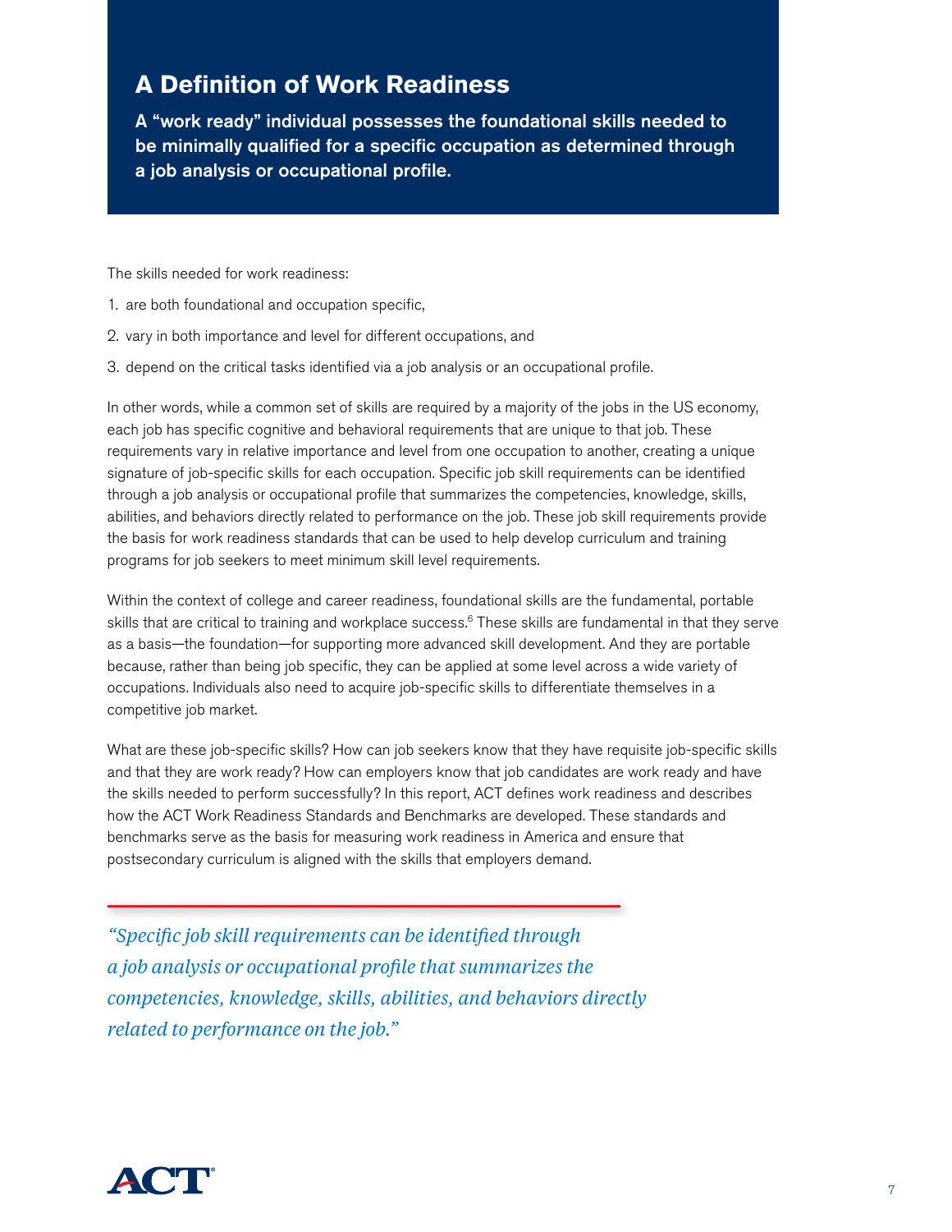## A Definition of Work Readiness

**A "work ready" individual possesses the foundational skills needed to be minimally qualified for a specific occupation as determined through a job analysis or occupational profile.**

The skills needed for work readiness:

1. are both foundational and occupation specific,
2. vary in both importance and level for different occupations, and
3. depend on the critical tasks identified via a job analysis or an occupational profile.

In other words, while a common set of skills are required by a majority of the jobs in the US economy, each job has specific cognitive and behavioral requirements that are unique to that job. These requirements vary in relative importance and level from one occupation to another, creating a unique signature of job-specific skills for each occupation. Specific job skill requirements can be identified through a job analysis or occupational profile that summarizes the competencies, knowledge, skills, abilities, and behaviors directly related to performance on the job. These job skill requirements provide the basis for work readiness standards that can be used to help develop curriculum and training programs for job seekers to meet minimum skill level requirements.

Within the context of college and career readiness, foundational skills are the fundamental, portable skills that are critical to training and workplace success.[6] These skills are fundamental in that they serve as a basis—the foundation—for supporting more advanced skill development. And they are portable because, rather than being job specific, they can be applied at some level across a wide variety of occupations. Individuals also need to acquire job-specific skills to differentiate themselves in a competitive job market.

What are these job-specific skills? How can job seekers know that they have requisite job-specific skills and that they are work ready? How can employers know that job candidates are work ready and have the skills needed to perform successfully? In this report, ACT defines work readiness and describes how the ACT Work Readiness Standards and Benchmarks are developed. These standards and benchmarks serve as the basis for measuring work readiness in America and ensure that postsecondary curriculum is aligned with the skills that employers demand.

*"Specific job skill requirements can be identified through a job analysis or occupational profile that summarizes the competencies, knowledge, skills, abilities, and behaviors directly related to performance on the job."*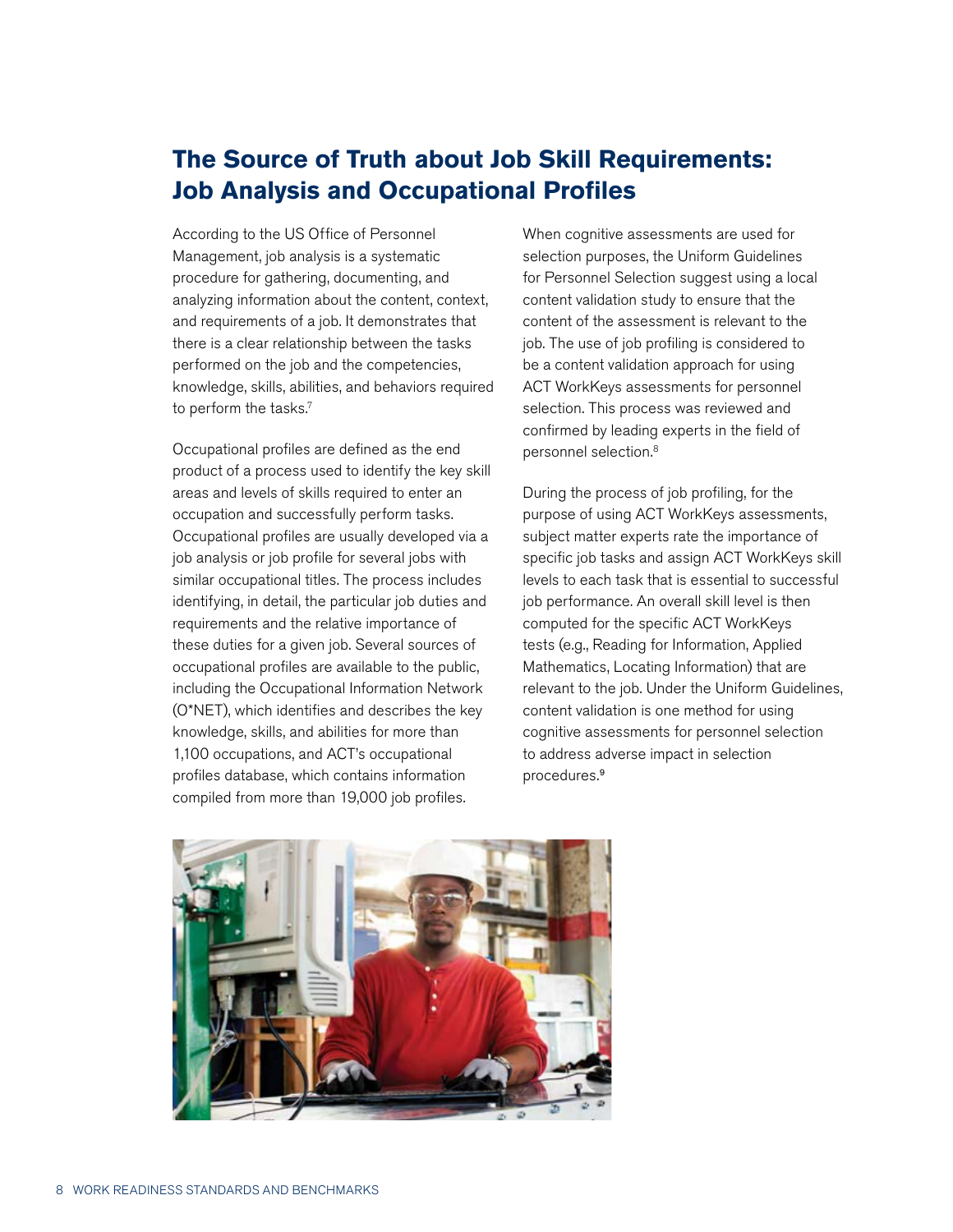## The Source of Truth about Job Skill Requirements: Job Analysis and Occupational Profiles

According to the US Office of Personnel Management, job analysis is a systematic procedure for gathering, documenting, and analyzing information about the content, context, and requirements of a job. It demonstrates that there is a clear relationship between the tasks performed on the job and the competencies, knowledge, skills, abilities, and behaviors required to perform the tasks.[7]

Occupational profiles are defined as the end product of a process used to identify the key skill areas and levels of skills required to enter an occupation and successfully perform tasks. Occupational profiles are usually developed via a job analysis or job profile for several jobs with similar occupational titles. The process includes identifying, in detail, the particular job duties and requirements and the relative importance of these duties for a given job. Several sources of occupational profiles are available to the public, including the Occupational Information Network (O*NET), which identifies and describes the key knowledge, skills, and abilities for more than 1,100 occupations, and ACT's occupational profiles database, which contains information compiled from more than 19,000 job profiles.

When cognitive assessments are used for selection purposes, the Uniform Guidelines for Personnel Selection suggest using a local content validation study to ensure that the content of the assessment is relevant to the job. The use of job profiling is considered to be a content validation approach for using ACT WorkKeys assessments for personnel selection. This process was reviewed and confirmed by leading experts in the field of personnel selection.[8]

During the process of job profiling, for the purpose of using ACT WorkKeys assessments, subject matter experts rate the importance of specific job tasks and assign ACT WorkKeys skill levels to each task that is essential to successful job performance. An overall skill level is then computed for the specific ACT WorkKeys tests (e.g., Reading for Information, Applied Mathematics, Locating Information) that are relevant to the job. Under the Uniform Guidelines, content validation is one method for using cognitive assessments for personnel selection to address adverse impact in selection procedures.[9]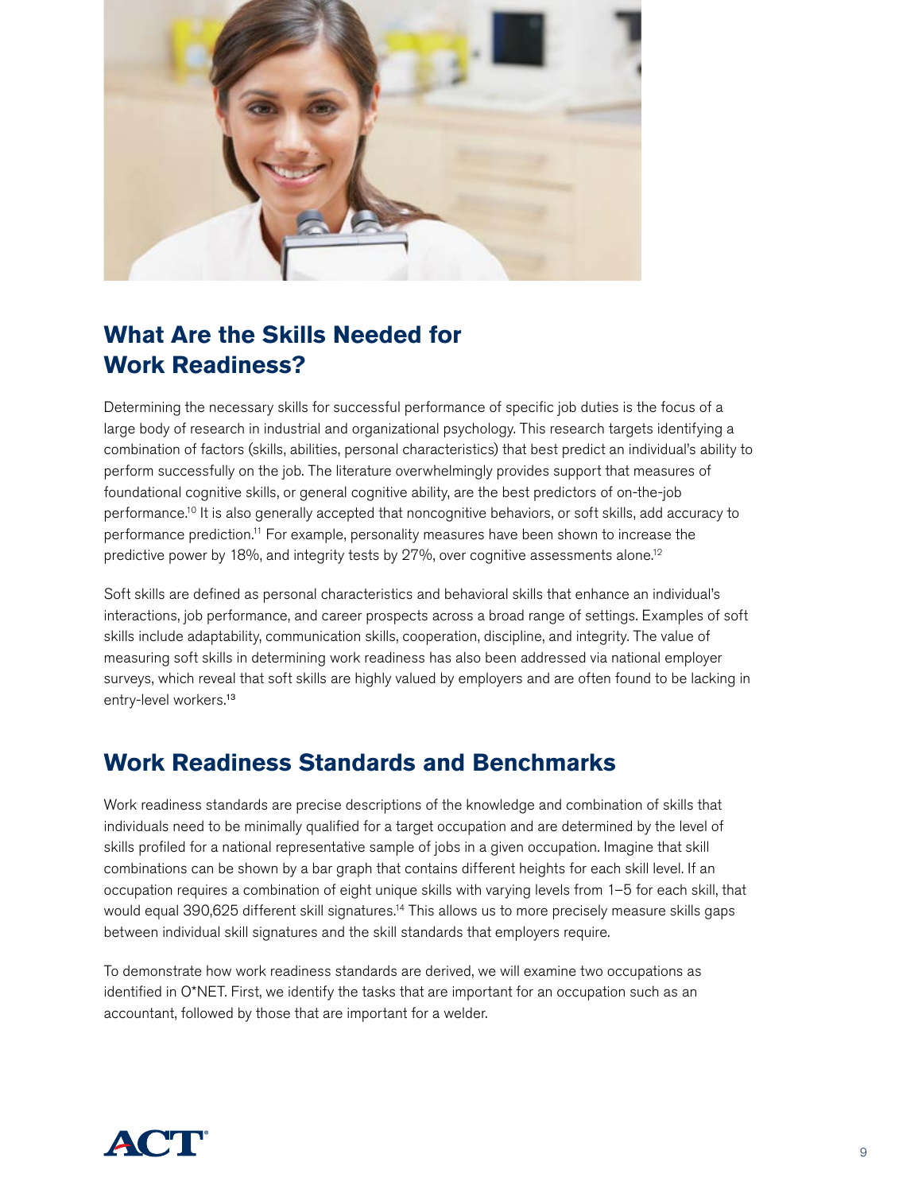## What Are the Skills Needed for Work Readiness?

Determining the necessary skills for successful performance of specific job duties is the focus of a large body of research in industrial and organizational psychology. This research targets identifying a combination of factors (skills, abilities, personal characteristics) that best predict an individual's ability to perform successfully on the job. The literature overwhelmingly provides support that measures of foundational cognitive skills, or general cognitive ability, are the best predictors of on-the-job performance.[10] It is also generally accepted that noncognitive behaviors, or soft skills, add accuracy to performance prediction.[11] For example, personality measures have been shown to increase the predictive power by 18%, and integrity tests by 27%, over cognitive assessments alone.[12]

Soft skills are defined as personal characteristics and behavioral skills that enhance an individual's interactions, job performance, and career prospects across a broad range of settings. Examples of soft skills include adaptability, communication skills, cooperation, discipline, and integrity. The value of measuring soft skills in determining work readiness has also been addressed via national employer surveys, which reveal that soft skills are highly valued by employers and are often found to be lacking in entry-level workers.[13]

## Work Readiness Standards and Benchmarks

Work readiness standards are precise descriptions of the knowledge and combination of skills that individuals need to be minimally qualified for a target occupation and are determined by the level of skills profiled for a national representative sample of jobs in a given occupation. Imagine that skill combinations can be shown by a bar graph that contains different heights for each skill level. If an occupation requires a combination of eight unique skills with varying levels from 1–5 for each skill, that would equal 390,625 different skill signatures.[14] This allows us to more precisely measure skills gaps between individual skill signatures and the skill standards that employers require.

To demonstrate how work readiness standards are derived, we will examine two occupations as identified in O*NET. First, we identify the tasks that are important for an occupation such as an accountant, followed by those that are important for a welder.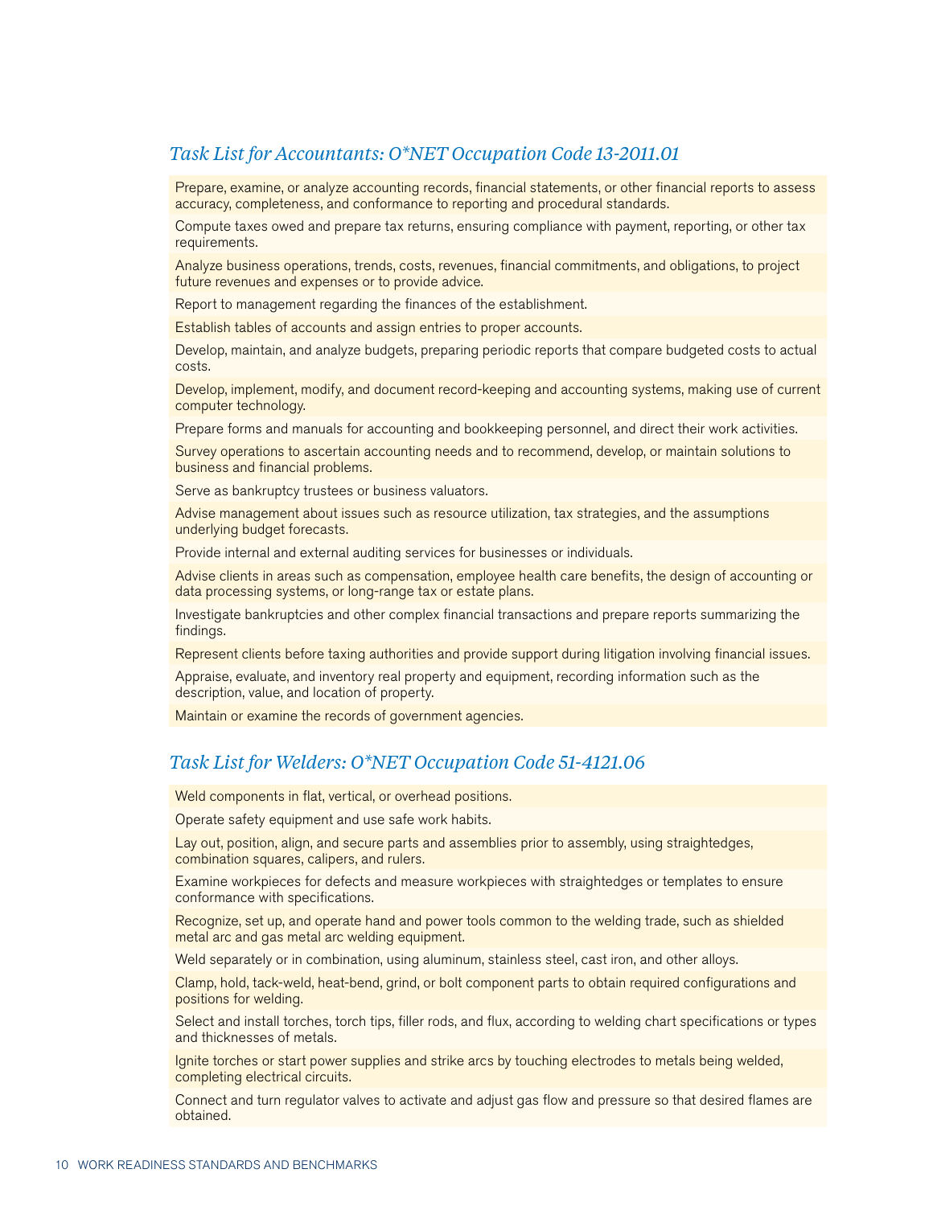## *Task List for Accountants: O*NET Occupation Code 13-2011.01*

| |
|---|
| Prepare, examine, or analyze accounting records, financial statements, or other financial reports to assess accuracy, completeness, and conformance to reporting and procedural standards. |
| Compute taxes owed and prepare tax returns, ensuring compliance with payment, reporting, or other tax requirements. |
| Analyze business operations, trends, costs, revenues, financial commitments, and obligations, to project future revenues and expenses or to provide advice. |
| Report to management regarding the finances of the establishment. |
| Establish tables of accounts and assign entries to proper accounts. |
| Develop, maintain, and analyze budgets, preparing periodic reports that compare budgeted costs to actual costs. |
| Develop, implement, modify, and document record-keeping and accounting systems, making use of current computer technology. |
| Prepare forms and manuals for accounting and bookkeeping personnel, and direct their work activities. |
| Survey operations to ascertain accounting needs and to recommend, develop, or maintain solutions to business and financial problems. |
| Serve as bankruptcy trustees or business valuators. |
| Advise management about issues such as resource utilization, tax strategies, and the assumptions underlying budget forecasts. |
| Provide internal and external auditing services for businesses or individuals. |
| Advise clients in areas such as compensation, employee health care benefits, the design of accounting or data processing systems, or long-range tax or estate plans. |
| Investigate bankruptcies and other complex financial transactions and prepare reports summarizing the findings. |
| Represent clients before taxing authorities and provide support during litigation involving financial issues. |
| Appraise, evaluate, and inventory real property and equipment, recording information such as the description, value, and location of property. |
| Maintain or examine the records of government agencies. |

## *Task List for Welders: O*NET Occupation Code 51-4121.06*

| |
|---|
| Weld components in flat, vertical, or overhead positions. |
| Operate safety equipment and use safe work habits. |
| Lay out, position, align, and secure parts and assemblies prior to assembly, using straightedges, combination squares, calipers, and rulers. |
| Examine workpieces for defects and measure workpieces with straightedges or templates to ensure conformance with specifications. |
| Recognize, set up, and operate hand and power tools common to the welding trade, such as shielded metal arc and gas metal arc welding equipment. |
| Weld separately or in combination, using aluminum, stainless steel, cast iron, and other alloys. |
| Clamp, hold, tack-weld, heat-bend, grind, or bolt component parts to obtain required configurations and positions for welding. |
| Select and install torches, torch tips, filler rods, and flux, according to welding chart specifications or types and thicknesses of metals. |
| Ignite torches or start power supplies and strike arcs by touching electrodes to metals being welded, completing electrical circuits. |
| Connect and turn regulator valves to activate and adjust gas flow and pressure so that desired flames are obtained. |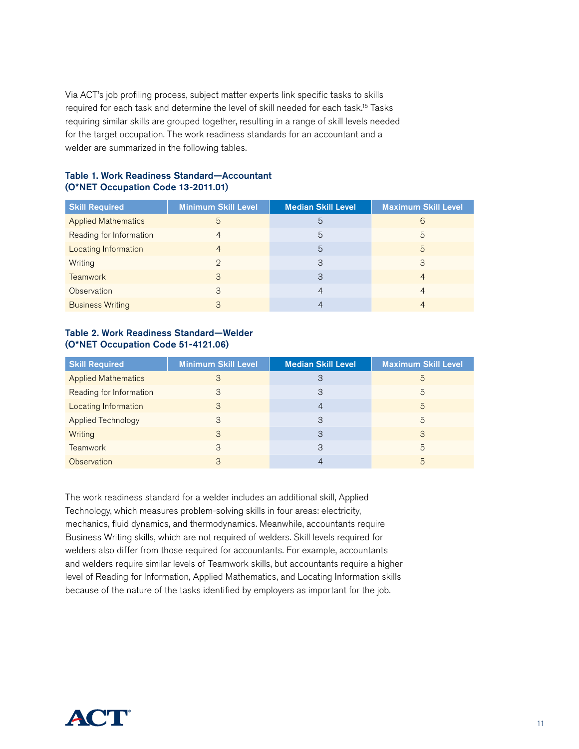Via ACT's job profiling process, subject matter experts link specific tasks to skills required for each task and determine the level of skill needed for each task.[15] Tasks requiring similar skills are grouped together, resulting in a range of skill levels needed for the target occupation. The work readiness standards for an accountant and a welder are summarized in the following tables.

**Table 1. Work Readiness Standard—Accountant (O*NET Occupation Code 13-2011.01)**

| Skill Required | Minimum Skill Level | Median Skill Level | Maximum Skill Level |
|---|---|---|---|
| Applied Mathematics | 5 | 5 | 6 |
| Reading for Information | 4 | 5 | 5 |
| Locating Information | 4 | 5 | 5 |
| Writing | 2 | 3 | 3 |
| Teamwork | 3 | 3 | 4 |
| Observation | 3 | 4 | 4 |
| Business Writing | 3 | 4 | 4 |

**Table 2. Work Readiness Standard—Welder (O*NET Occupation Code 51-4121.06)**

| Skill Required | Minimum Skill Level | Median Skill Level | Maximum Skill Level |
|---|---|---|---|
| Applied Mathematics | 3 | 3 | 5 |
| Reading for Information | 3 | 3 | 5 |
| Locating Information | 3 | 4 | 5 |
| Applied Technology | 3 | 3 | 5 |
| Writing | 3 | 3 | 3 |
| Teamwork | 3 | 3 | 5 |
| Observation | 3 | 4 | 5 |

The work readiness standard for a welder includes an additional skill, Applied Technology, which measures problem-solving skills in four areas: electricity, mechanics, fluid dynamics, and thermodynamics. Meanwhile, accountants require Business Writing skills, which are not required of welders. Skill levels required for welders also differ from those required for accountants. For example, accountants and welders require similar levels of Teamwork skills, but accountants require a higher level of Reading for Information, Applied Mathematics, and Locating Information skills because of the nature of the tasks identified by employers as important for the job.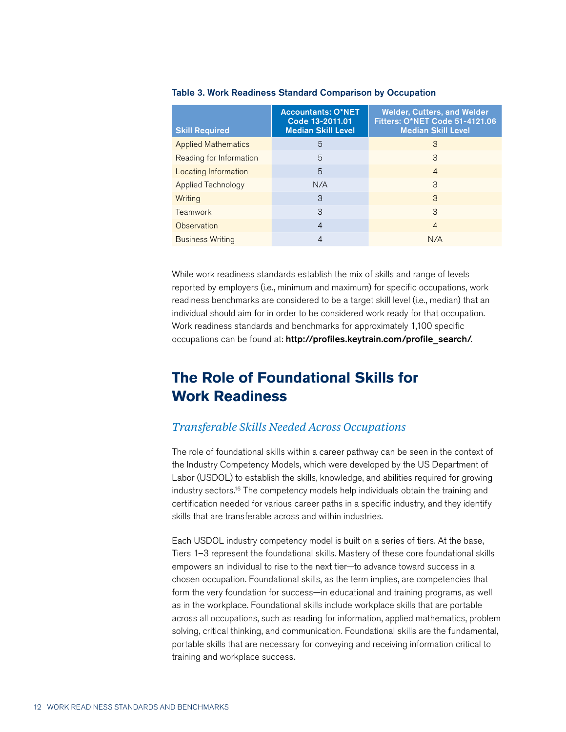**Table 3. Work Readiness Standard Comparison by Occupation**

| Skill Required | Accountants: O*NET Code 13-2011.01 Median Skill Level | Welder, Cutters, and Welder Fitters: O*NET Code 51-4121.06 Median Skill Level |
|---|---|---|
| Applied Mathematics | 5 | 3 |
| Reading for Information | 5 | 3 |
| Locating Information | 5 | 4 |
| Applied Technology | N/A | 3 |
| Writing | 3 | 3 |
| Teamwork | 3 | 3 |
| Observation | 4 | 4 |
| Business Writing | 4 | N/A |

While work readiness standards establish the mix of skills and range of levels reported by employers (i.e., minimum and maximum) for specific occupations, work readiness benchmarks are considered to be a target skill level (i.e., median) that an individual should aim for in order to be considered work ready for that occupation. Work readiness standards and benchmarks for approximately 1,100 specific occupations can be found at: **http://profiles.keytrain.com/profile_search/**.

## The Role of Foundational Skills for Work Readiness

### *Transferable Skills Needed Across Occupations*

The role of foundational skills within a career pathway can be seen in the context of the Industry Competency Models, which were developed by the US Department of Labor (USDOL) to establish the skills, knowledge, and abilities required for growing industry sectors.[16] The competency models help individuals obtain the training and certification needed for various career paths in a specific industry, and they identify skills that are transferable across and within industries.

Each USDOL industry competency model is built on a series of tiers. At the base, Tiers 1–3 represent the foundational skills. Mastery of these core foundational skills empowers an individual to rise to the next tier—to advance toward success in a chosen occupation. Foundational skills, as the term implies, are competencies that form the very foundation for success—in educational and training programs, as well as in the workplace. Foundational skills include workplace skills that are portable across all occupations, such as reading for information, applied mathematics, problem solving, critical thinking, and communication. Foundational skills are the fundamental, portable skills that are necessary for conveying and receiving information critical to training and workplace success.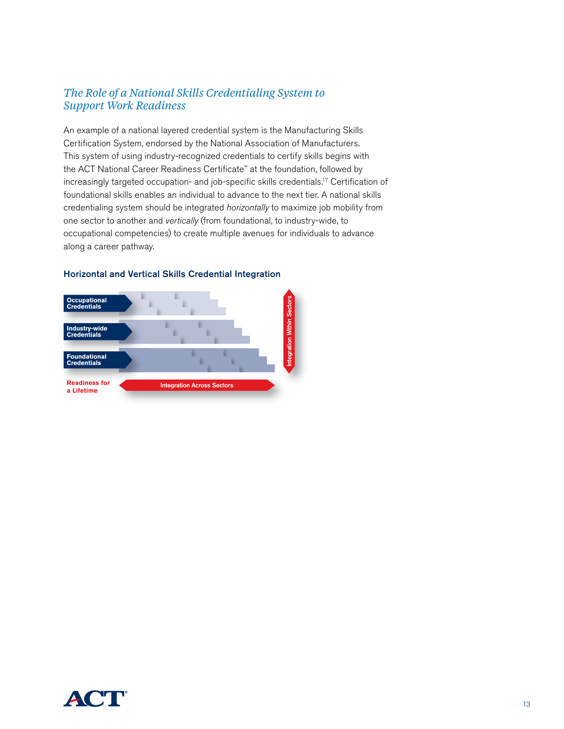## *The Role of a National Skills Credentialing System to Support Work Readiness*

An example of a national layered credential system is the Manufacturing Skills Certification System, endorsed by the National Association of Manufacturers. This system of using industry-recognized credentials to certify skills begins with the ACT National Career Readiness Certificate™ at the foundation, followed by increasingly targeted occupation- and job-specific skills credentials.[17] Certification of foundational skills enables an individual to advance to the next tier. A national skills credentialing system should be integrated *horizontally* to maximize job mobility from one sector to another and *vertically* (from foundational, to industry-wide, to occupational competencies) to create multiple avenues for individuals to advance along a career pathway.

### Horizontal and Vertical Skills Credential Integration

Occupational Credentials

Industry-wide Credentials

Foundational Credentials

Readiness for a Lifetime

Integration Across Sectors

Integration Within Sectors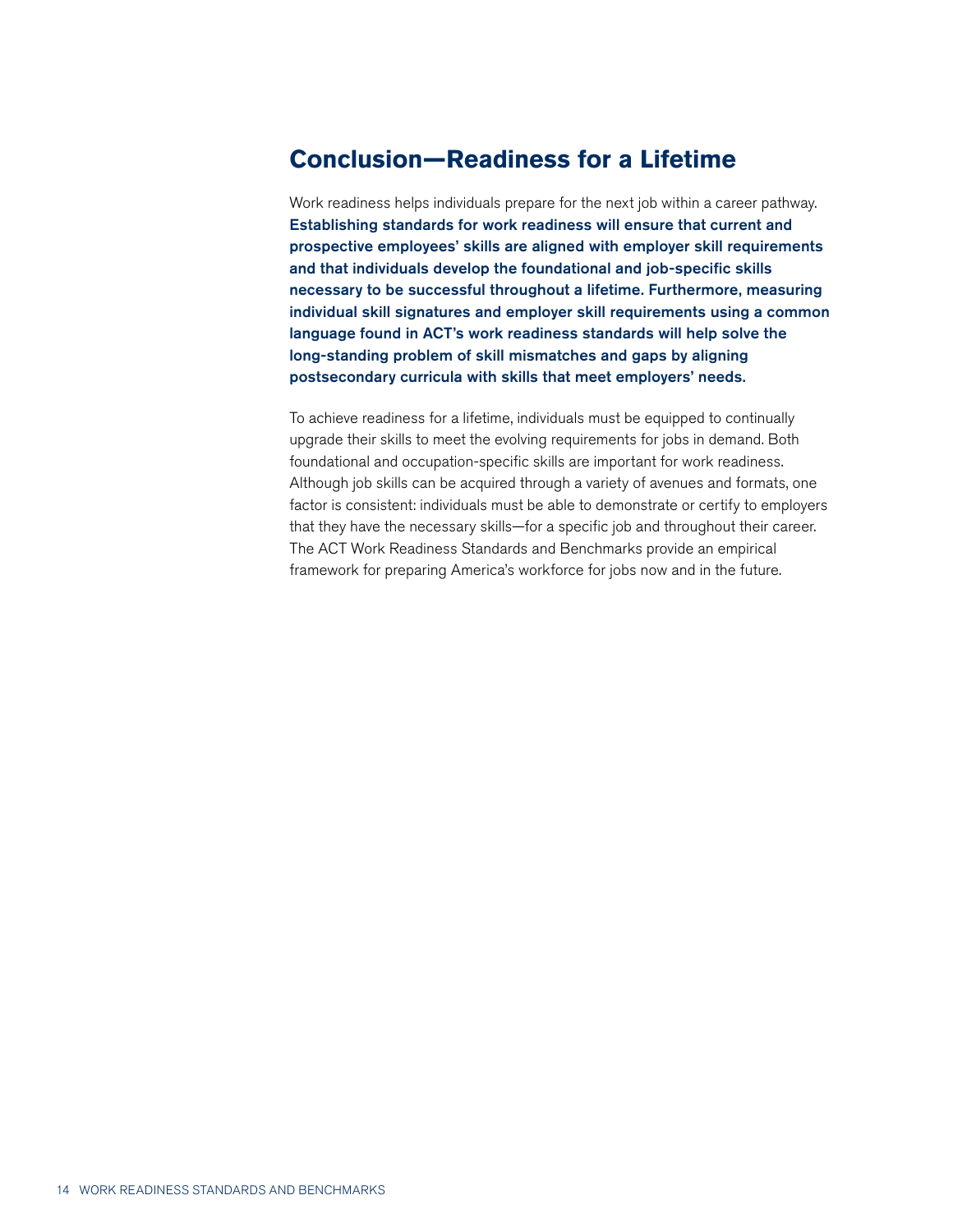## Conclusion—Readiness for a Lifetime

Work readiness helps individuals prepare for the next job within a career pathway. **Establishing standards for work readiness will ensure that current and prospective employees' skills are aligned with employer skill requirements and that individuals develop the foundational and job-specific skills necessary to be successful throughout a lifetime. Furthermore, measuring individual skill signatures and employer skill requirements using a common language found in ACT's work readiness standards will help solve the long-standing problem of skill mismatches and gaps by aligning postsecondary curricula with skills that meet employers' needs.**

To achieve readiness for a lifetime, individuals must be equipped to continually upgrade their skills to meet the evolving requirements for jobs in demand. Both foundational and occupation-specific skills are important for work readiness. Although job skills can be acquired through a variety of avenues and formats, one factor is consistent: individuals must be able to demonstrate or certify to employers that they have the necessary skills—for a specific job and throughout their career. The ACT Work Readiness Standards and Benchmarks provide an empirical framework for preparing America's workforce for jobs now and in the future.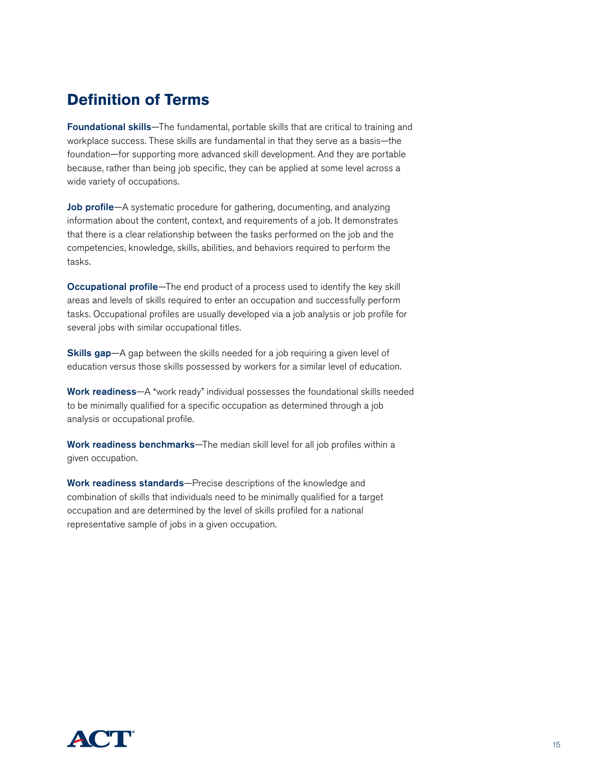## Definition of Terms

**Foundational skills**—The fundamental, portable skills that are critical to training and workplace success. These skills are fundamental in that they serve as a basis—the foundation—for supporting more advanced skill development. And they are portable because, rather than being job specific, they can be applied at some level across a wide variety of occupations.

**Job profile**—A systematic procedure for gathering, documenting, and analyzing information about the content, context, and requirements of a job. It demonstrates that there is a clear relationship between the tasks performed on the job and the competencies, knowledge, skills, abilities, and behaviors required to perform the tasks.

**Occupational profile**—The end product of a process used to identify the key skill areas and levels of skills required to enter an occupation and successfully perform tasks. Occupational profiles are usually developed via a job analysis or job profile for several jobs with similar occupational titles.

**Skills gap**—A gap between the skills needed for a job requiring a given level of education versus those skills possessed by workers for a similar level of education.

**Work readiness**—A "work ready" individual possesses the foundational skills needed to be minimally qualified for a specific occupation as determined through a job analysis or occupational profile.

**Work readiness benchmarks**—The median skill level for all job profiles within a given occupation.

**Work readiness standards**—Precise descriptions of the knowledge and combination of skills that individuals need to be minimally qualified for a target occupation and are determined by the level of skills profiled for a national representative sample of jobs in a given occupation.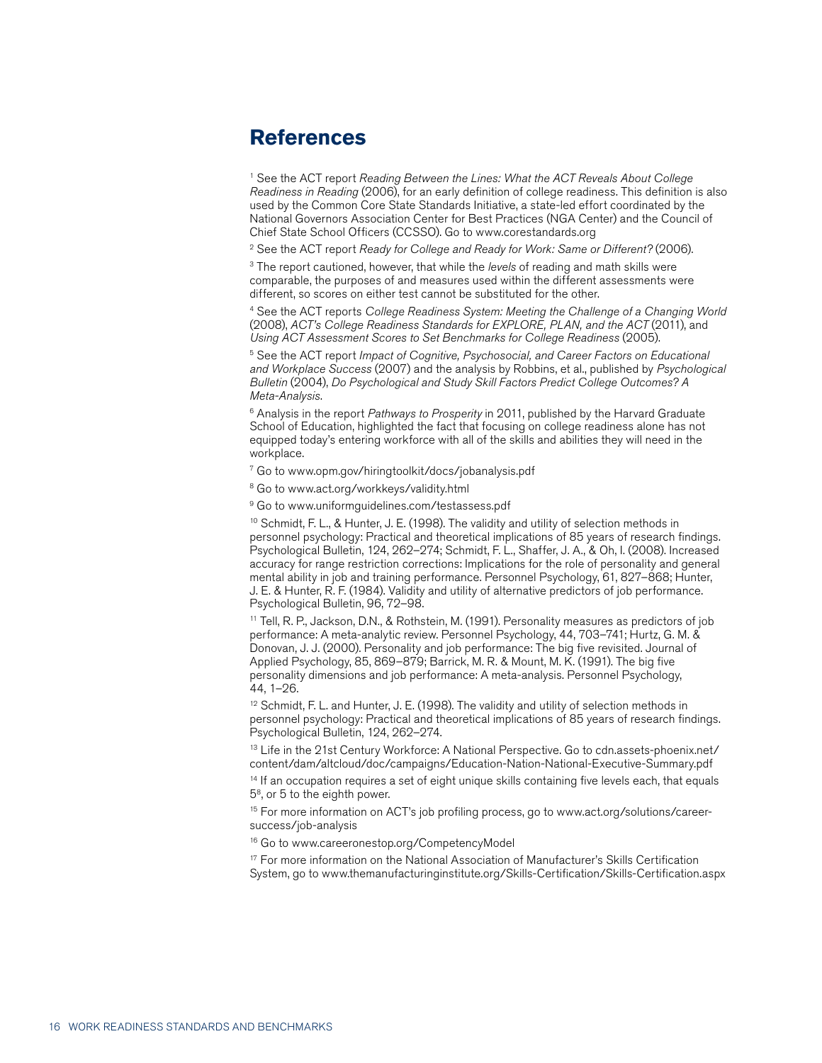# References

[1] See the ACT report *Reading Between the Lines: What the ACT Reveals About College Readiness in Reading* (2006), for an early definition of college readiness. This definition is also used by the Common Core State Standards Initiative, a state-led effort coordinated by the National Governors Association Center for Best Practices (NGA Center) and the Council of Chief State School Officers (CCSSO). Go to www.corestandards.org

[2] See the ACT report *Ready for College and Ready for Work: Same or Different?* (2006).

[3] The report cautioned, however, that while the *levels* of reading and math skills were comparable, the purposes of and measures used within the different assessments were different, so scores on either test cannot be substituted for the other.

[4] See the ACT reports *College Readiness System: Meeting the Challenge of a Changing World* (2008), *ACT's College Readiness Standards for EXPLORE, PLAN, and the ACT* (2011), and *Using ACT Assessment Scores to Set Benchmarks for College Readiness* (2005).

[5] See the ACT report *Impact of Cognitive, Psychosocial, and Career Factors on Educational and Workplace Success* (2007) and the analysis by Robbins, et al., published by *Psychological Bulletin* (2004), *Do Psychological and Study Skill Factors Predict College Outcomes? A Meta-Analysis*.

[6] Analysis in the report *Pathways to Prosperity* in 2011, published by the Harvard Graduate School of Education, highlighted the fact that focusing on college readiness alone has not equipped today's entering workforce with all of the skills and abilities they will need in the workplace.

[7] Go to www.opm.gov/hiringtoolkit/docs/jobanalysis.pdf

[8] Go to www.act.org/workkeys/validity.html

[9] Go to www.uniformguidelines.com/testassess.pdf

[10] Schmidt, F. L., & Hunter, J. E. (1998). The validity and utility of selection methods in personnel psychology: Practical and theoretical implications of 85 years of research findings. Psychological Bulletin, 124, 262–274; Schmidt, F. L., Shaffer, J. A., & Oh, I. (2008). Increased accuracy for range restriction corrections: Implications for the role of personality and general mental ability in job and training performance. Personnel Psychology, 61, 827–868; Hunter, J. E. & Hunter, R. F. (1984). Validity and utility of alternative predictors of job performance. Psychological Bulletin, 96, 72–98.

[11] Tell, R. P., Jackson, D.N., & Rothstein, M. (1991). Personality measures as predictors of job performance: A meta-analytic review. Personnel Psychology, 44, 703–741; Hurtz, G. M. & Donovan, J. J. (2000). Personality and job performance: The big five revisited. Journal of Applied Psychology, 85, 869–879; Barrick, M. R. & Mount, M. K. (1991). The big five personality dimensions and job performance: A meta-analysis. Personnel Psychology, 44, 1–26.

[12] Schmidt, F. L. and Hunter, J. E. (1998). The validity and utility of selection methods in personnel psychology: Practical and theoretical implications of 85 years of research findings. Psychological Bulletin, 124, 262–274.

[13] Life in the 21st Century Workforce: A National Perspective. Go to cdn.assets-phoenix.net/content/dam/altcloud/doc/campaigns/Education-Nation-National-Executive-Summary.pdf

[14] If an occupation requires a set of eight unique skills containing five levels each, that equals $5^8$, or 5 to the eighth power.

[15] For more information on ACT's job profiling process, go to www.act.org/solutions/career-success/job-analysis

[16] Go to www.careeronestop.org/CompetencyModel

[17] For more information on the National Association of Manufacturer's Skills Certification System, go to www.themanufacturinginstitute.org/Skills-Certification/Skills-Certification.aspx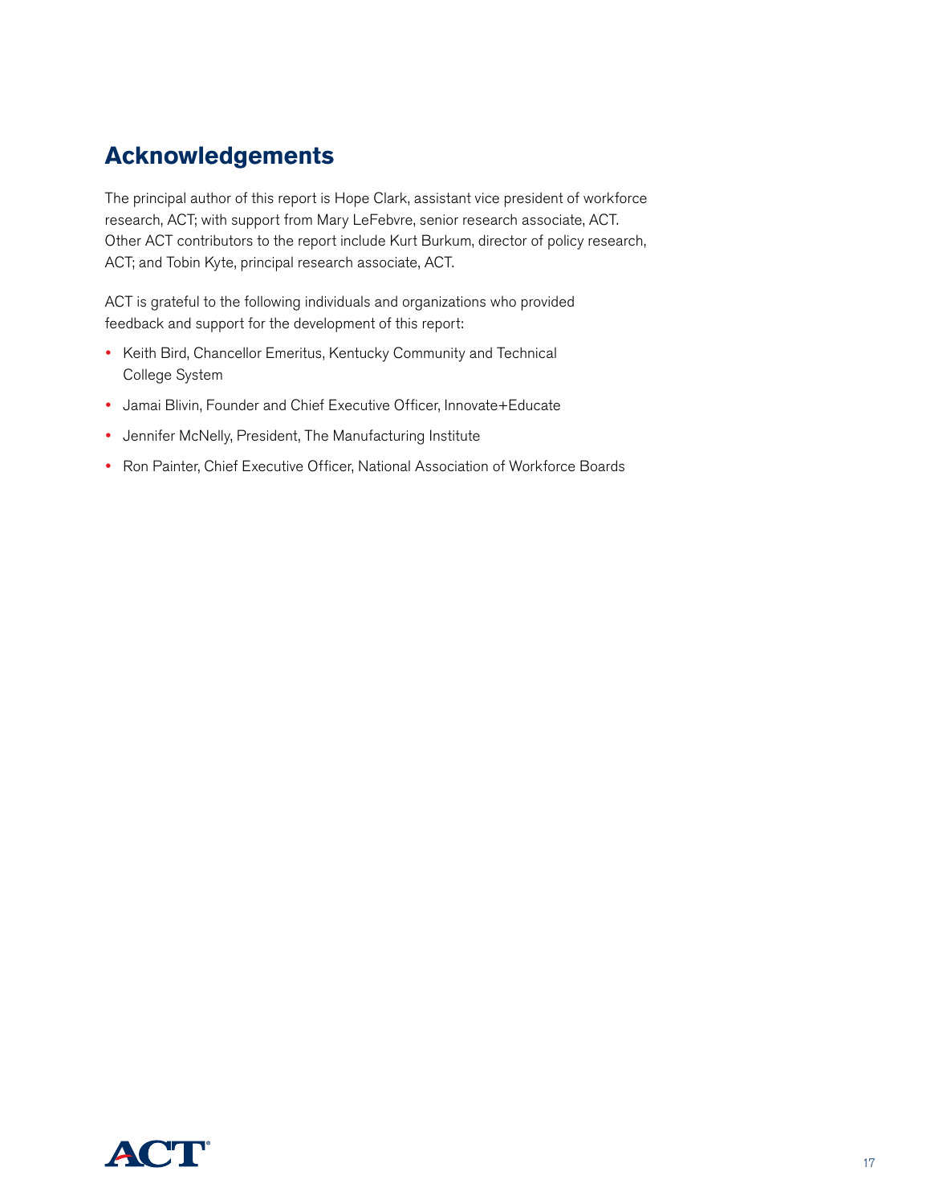## Acknowledgements

The principal author of this report is Hope Clark, assistant vice president of workforce research, ACT; with support from Mary LeFebvre, senior research associate, ACT. Other ACT contributors to the report include Kurt Burkum, director of policy research, ACT; and Tobin Kyte, principal research associate, ACT.

ACT is grateful to the following individuals and organizations who provided feedback and support for the development of this report:

- Keith Bird, Chancellor Emeritus, Kentucky Community and Technical College System
- Jamai Blivin, Founder and Chief Executive Officer, Innovate+Educate
- Jennifer McNelly, President, The Manufacturing Institute
- Ron Painter, Chief Executive Officer, National Association of Workforce Boards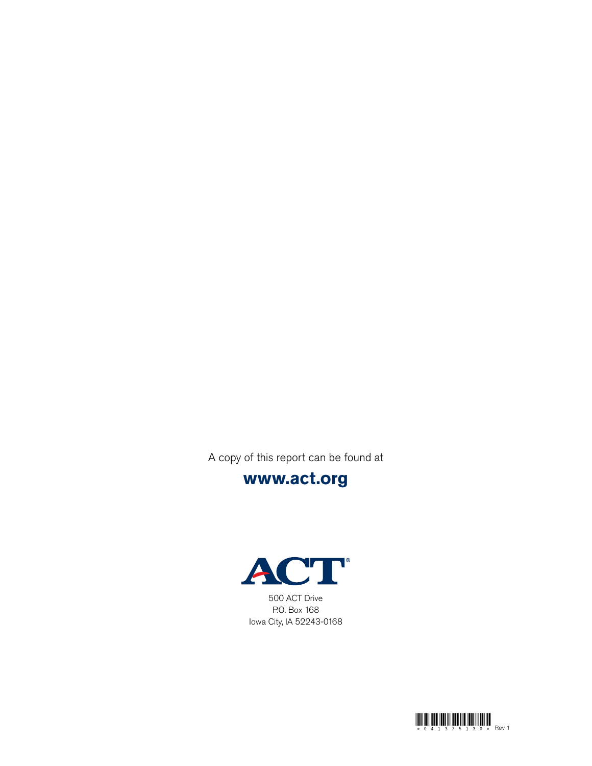A copy of this report can be found at

**www.act.org**

ACT®

500 ACT Drive
P.O. Box 168
Iowa City, IA 52243-0168

*041375130* Rev 1